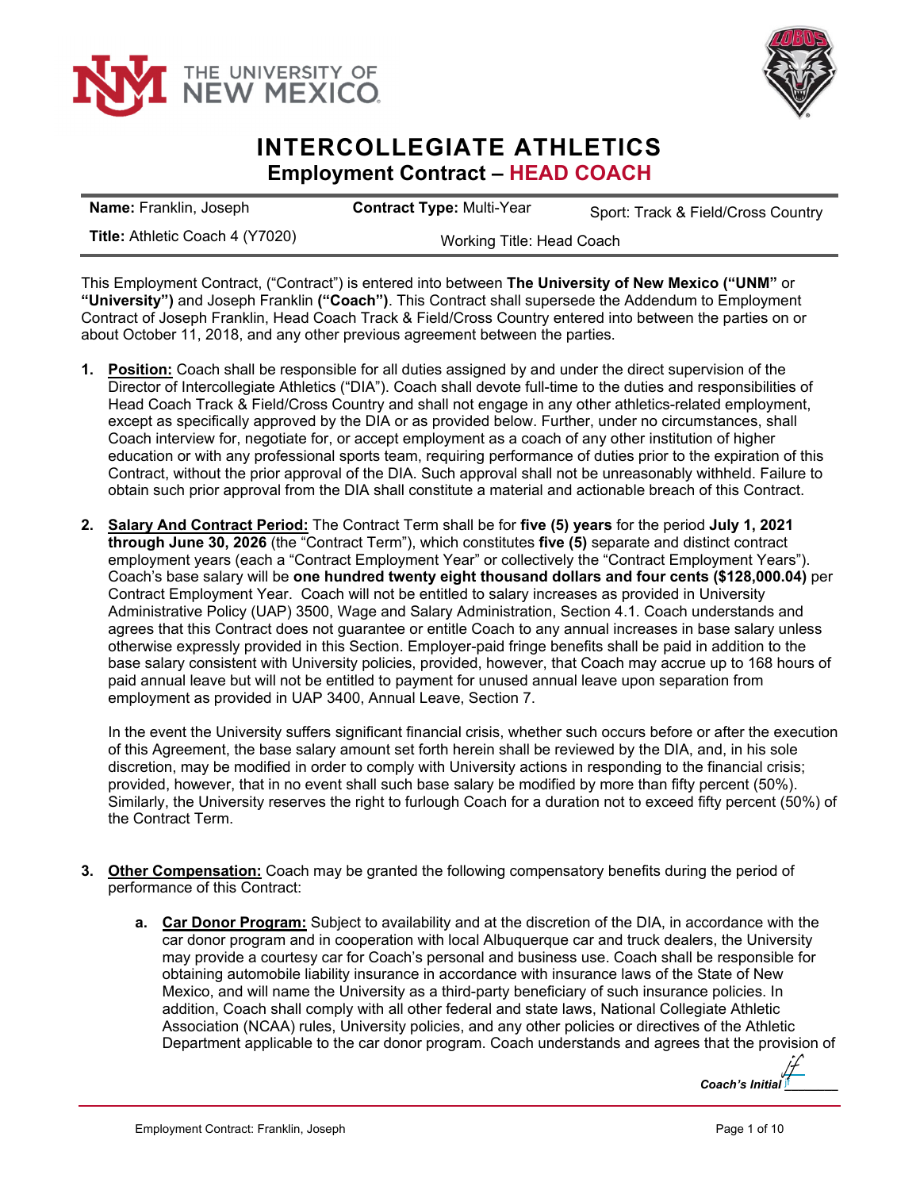THE UNIVERSITY OF NEW MEXICO

# INTERCOLLEGIATE ATHLETICS

## Employment Contract – HEAD COACH

| **Name:** Franklin, Joseph | **Contract Type:** Multi-Year | Sport: Track & Field/Cross Country |
|---|---|---|
| **Title:** Athletic Coach 4 (Y7020) | Working Title: Head Coach | |

This Employment Contract, ("Contract") is entered into between **The University of New Mexico ("UNM"** or **"University")** and Joseph Franklin **("Coach")**. This Contract shall supersede the Addendum to Employment Contract of Joseph Franklin, Head Coach Track & Field/Cross Country entered into between the parties on or about October 11, 2018, and any other previous agreement between the parties.

1. **Position:** Coach shall be responsible for all duties assigned by and under the direct supervision of the Director of Intercollegiate Athletics ("DIA"). Coach shall devote full-time to the duties and responsibilities of Head Coach Track & Field/Cross Country and shall not engage in any other athletics-related employment, except as specifically approved by the DIA or as provided below. Further, under no circumstances, shall Coach interview for, negotiate for, or accept employment as a coach of any other institution of higher education or with any professional sports team, requiring performance of duties prior to the expiration of this Contract, without the prior approval of the DIA. Such approval shall not be unreasonably withheld. Failure to obtain such prior approval from the DIA shall constitute a material and actionable breach of this Contract.

2. **Salary And Contract Period:** The Contract Term shall be for **five (5) years** for the period **July 1, 2021 through June 30, 2026** (the "Contract Term"), which constitutes **five (5)** separate and distinct contract employment years (each a "Contract Employment Year" or collectively the "Contract Employment Years"). Coach's base salary will be **one hundred twenty eight thousand dollars and four cents ($128,000.04)** per Contract Employment Year. Coach will not be entitled to salary increases as provided in University Administrative Policy (UAP) 3500, Wage and Salary Administration, Section 4.1. Coach understands and agrees that this Contract does not guarantee or entitle Coach to any annual increases in base salary unless otherwise expressly provided in this Section. Employer-paid fringe benefits shall be paid in addition to the base salary consistent with University policies, provided, however, that Coach may accrue up to 168 hours of paid annual leave but will not be entitled to payment for unused annual leave upon separation from employment as provided in UAP 3400, Annual Leave, Section 7.

   In the event the University suffers significant financial crisis, whether such occurs before or after the execution of this Agreement, the base salary amount set forth herein shall be reviewed by the DIA, and, in his sole discretion, may be modified in order to comply with University actions in responding to the financial crisis; provided, however, that in no event shall such base salary be modified by more than fifty percent (50%). Similarly, the University reserves the right to furlough Coach for a duration not to exceed fifty percent (50%) of the Contract Term.

3. **Other Compensation:** Coach may be granted the following compensatory benefits during the period of performance of this Contract:

   a. **Car Donor Program:** Subject to availability and at the discretion of the DIA, in accordance with the car donor program and in cooperation with local Albuquerque car and truck dealers, the University may provide a courtesy car for Coach's personal and business use. Coach shall be responsible for obtaining automobile liability insurance in accordance with insurance laws of the State of New Mexico, and will name the University as a third-party beneficiary of such insurance policies. In addition, Coach shall comply with all other federal and state laws, National Collegiate Athletic Association (NCAA) rules, University policies, and any other policies or directives of the Athletic Department applicable to the car donor program. Coach understands and agrees that the provision of

*Coach's Initial* jf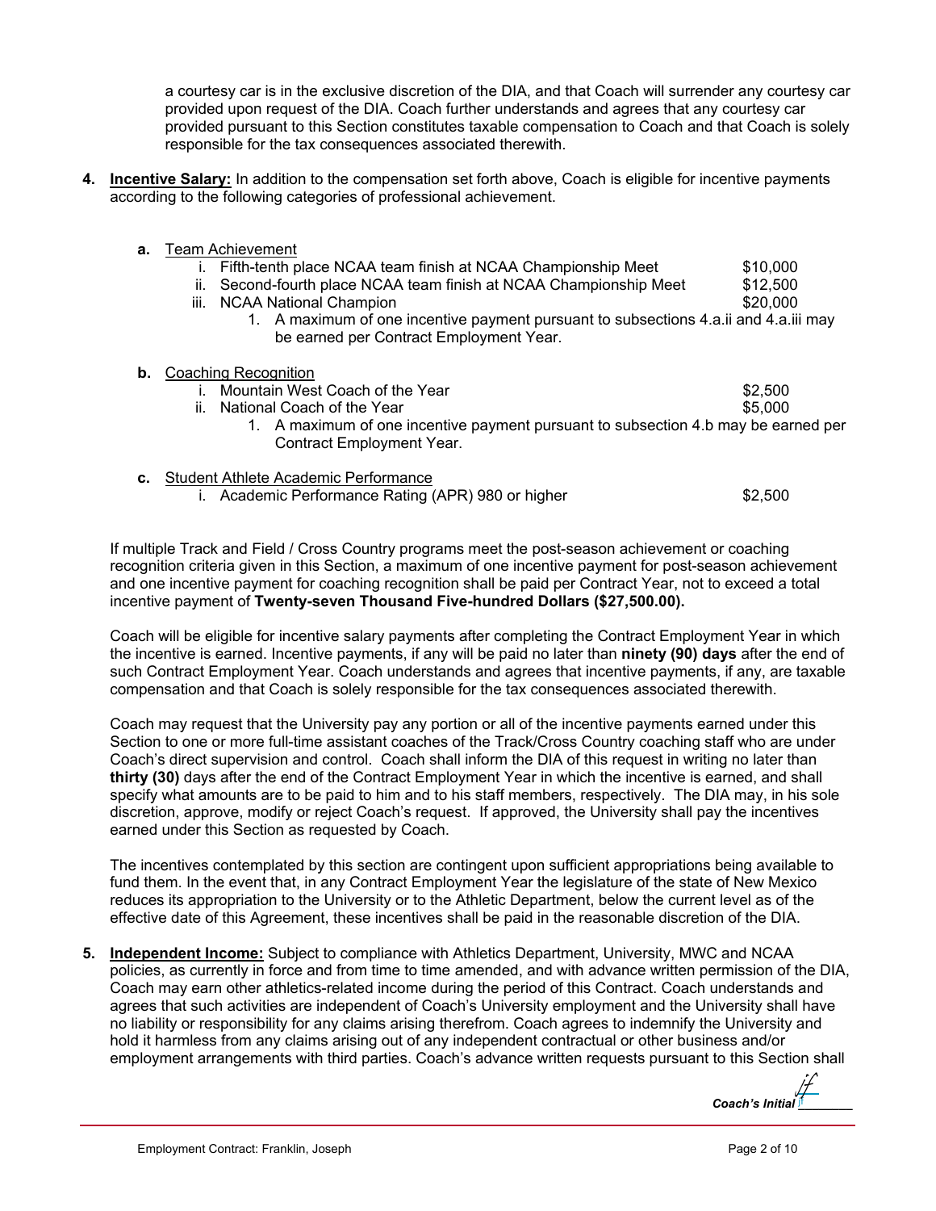a courtesy car is in the exclusive discretion of the DIA, and that Coach will surrender any courtesy car provided upon request of the DIA. Coach further understands and agrees that any courtesy car provided pursuant to this Section constitutes taxable compensation to Coach and that Coach is solely responsible for the tax consequences associated therewith.

4. **Incentive Salary:** In addition to the compensation set forth above, Coach is eligible for incentive payments according to the following categories of professional achievement.

   a. Team Achievement
      i. Fifth-tenth place NCAA team finish at NCAA Championship Meet — $10,000
      ii. Second-fourth place NCAA team finish at NCAA Championship Meet — $12,500
      iii. NCAA National Champion — $20,000
         1. A maximum of one incentive payment pursuant to subsections 4.a.ii and 4.a.iii may be earned per Contract Employment Year.

   b. Coaching Recognition
      i. Mountain West Coach of the Year — $2,500
      ii. National Coach of the Year — $5,000
         1. A maximum of one incentive payment pursuant to subsection 4.b may be earned per Contract Employment Year.

   c. Student Athlete Academic Performance
      i. Academic Performance Rating (APR) 980 or higher — $2,500

   If multiple Track and Field / Cross Country programs meet the post-season achievement or coaching recognition criteria given in this Section, a maximum of one incentive payment for post-season achievement and one incentive payment for coaching recognition shall be paid per Contract Year, not to exceed a total incentive payment of **Twenty-seven Thousand Five-hundred Dollars ($27,500.00).**

   Coach will be eligible for incentive salary payments after completing the Contract Employment Year in which the incentive is earned. Incentive payments, if any will be paid no later than **ninety (90) days** after the end of such Contract Employment Year. Coach understands and agrees that incentive payments, if any, are taxable compensation and that Coach is solely responsible for the tax consequences associated therewith.

   Coach may request that the University pay any portion or all of the incentive payments earned under this Section to one or more full-time assistant coaches of the Track/Cross Country coaching staff who are under Coach's direct supervision and control. Coach shall inform the DIA of this request in writing no later than **thirty (30)** days after the end of the Contract Employment Year in which the incentive is earned, and shall specify what amounts are to be paid to him and to his staff members, respectively. The DIA may, in his sole discretion, approve, modify or reject Coach's request. If approved, the University shall pay the incentives earned under this Section as requested by Coach.

   The incentives contemplated by this section are contingent upon sufficient appropriations being available to fund them. In the event that, in any Contract Employment Year the legislature of the state of New Mexico reduces its appropriation to the University or to the Athletic Department, below the current level as of the effective date of this Agreement, these incentives shall be paid in the reasonable discretion of the DIA.

5. **Independent Income:** Subject to compliance with Athletics Department, University, MWC and NCAA policies, as currently in force and from time to time amended, and with advance written permission of the DIA, Coach may earn other athletics-related income during the period of this Contract. Coach understands and agrees that such activities are independent of Coach's University employment and the University shall have no liability or responsibility for any claims arising therefrom. Coach agrees to indemnify the University and hold it harmless from any claims arising out of any independent contractual or other business and/or employment arrangements with third parties. Coach's advance written requests pursuant to this Section shall

*Coach's Initial* jf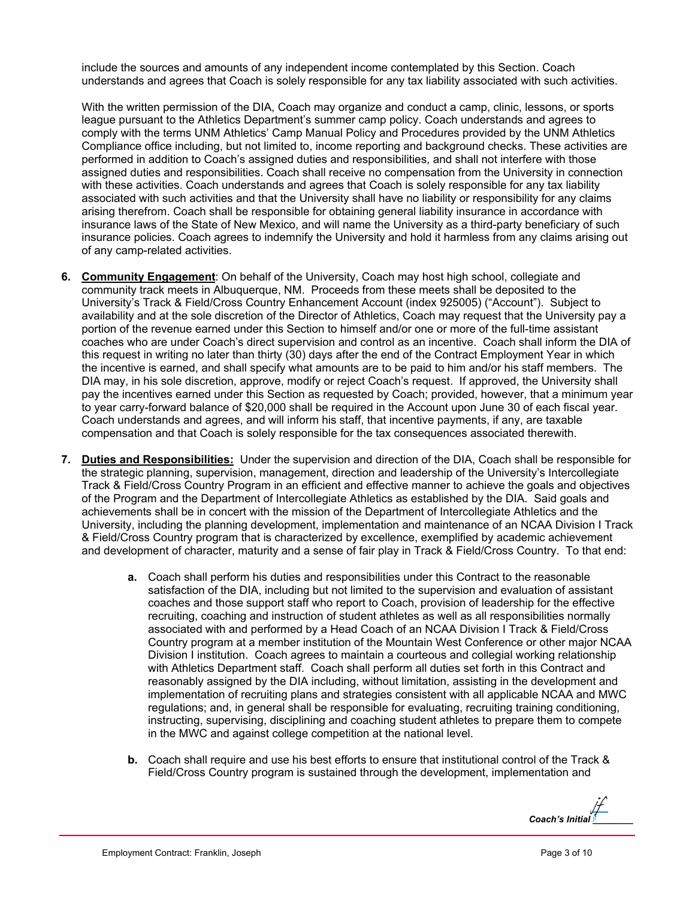include the sources and amounts of any independent income contemplated by this Section. Coach understands and agrees that Coach is solely responsible for any tax liability associated with such activities.

With the written permission of the DIA, Coach may organize and conduct a camp, clinic, lessons, or sports league pursuant to the Athletics Department's summer camp policy. Coach understands and agrees to comply with the terms UNM Athletics' Camp Manual Policy and Procedures provided by the UNM Athletics Compliance office including, but not limited to, income reporting and background checks. These activities are performed in addition to Coach's assigned duties and responsibilities, and shall not interfere with those assigned duties and responsibilities. Coach shall receive no compensation from the University in connection with these activities. Coach understands and agrees that Coach is solely responsible for any tax liability associated with such activities and that the University shall have no liability or responsibility for any claims arising therefrom. Coach shall be responsible for obtaining general liability insurance in accordance with insurance laws of the State of New Mexico, and will name the University as a third-party beneficiary of such insurance policies. Coach agrees to indemnify the University and hold it harmless from any claims arising out of any camp-related activities.

6. **Community Engagement**: On behalf of the University, Coach may host high school, collegiate and community track meets in Albuquerque, NM. Proceeds from these meets shall be deposited to the University's Track & Field/Cross Country Enhancement Account (index 925005) ("Account"). Subject to availability and at the sole discretion of the Director of Athletics, Coach may request that the University pay a portion of the revenue earned under this Section to himself and/or one or more of the full-time assistant coaches who are under Coach's direct supervision and control as an incentive. Coach shall inform the DIA of this request in writing no later than thirty (30) days after the end of the Contract Employment Year in which the incentive is earned, and shall specify what amounts are to be paid to him and/or his staff members. The DIA may, in his sole discretion, approve, modify or reject Coach's request. If approved, the University shall pay the incentives earned under this Section as requested by Coach; provided, however, that a minimum year to year carry-forward balance of $20,000 shall be required in the Account upon June 30 of each fiscal year. Coach understands and agrees, and will inform his staff, that incentive payments, if any, are taxable compensation and that Coach is solely responsible for the tax consequences associated therewith.

7. **Duties and Responsibilities:** Under the supervision and direction of the DIA, Coach shall be responsible for the strategic planning, supervision, management, direction and leadership of the University's Intercollegiate Track & Field/Cross Country Program in an efficient and effective manner to achieve the goals and objectives of the Program and the Department of Intercollegiate Athletics as established by the DIA. Said goals and achievements shall be in concert with the mission of the Department of Intercollegiate Athletics and the University, including the planning development, implementation and maintenance of an NCAA Division I Track & Field/Cross Country program that is characterized by excellence, exemplified by academic achievement and development of character, maturity and a sense of fair play in Track & Field/Cross Country. To that end:

   **a.** Coach shall perform his duties and responsibilities under this Contract to the reasonable satisfaction of the DIA, including but not limited to the supervision and evaluation of assistant coaches and those support staff who report to Coach, provision of leadership for the effective recruiting, coaching and instruction of student athletes as well as all responsibilities normally associated with and performed by a Head Coach of an NCAA Division I Track & Field/Cross Country program at a member institution of the Mountain West Conference or other major NCAA Division I institution. Coach agrees to maintain a courteous and collegial working relationship with Athletics Department staff. Coach shall perform all duties set forth in this Contract and reasonably assigned by the DIA including, without limitation, assisting in the development and implementation of recruiting plans and strategies consistent with all applicable NCAA and MWC regulations; and, in general shall be responsible for evaluating, recruiting training conditioning, instructing, supervising, disciplining and coaching student athletes to prepare them to compete in the MWC and against college competition at the national level.

   **b.** Coach shall require and use his best efforts to ensure that institutional control of the Track & Field/Cross Country program is sustained through the development, implementation and

***Coach's Initial*** jf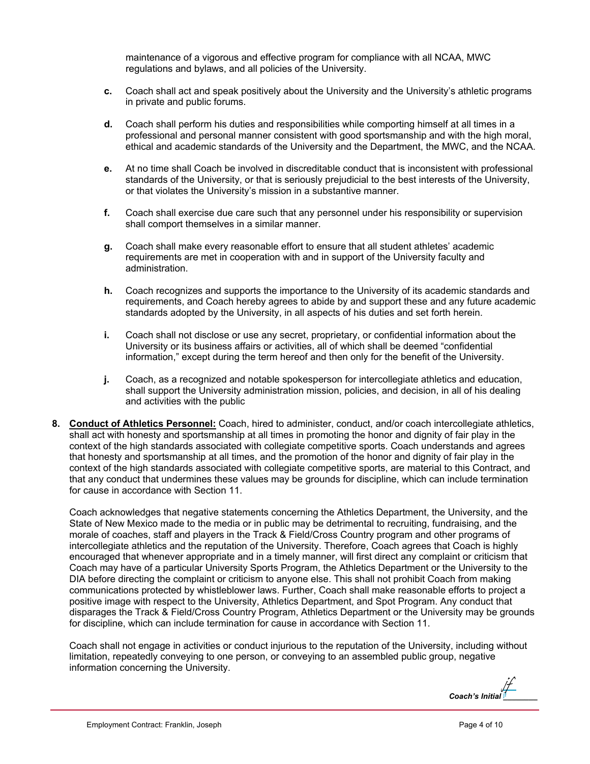maintenance of a vigorous and effective program for compliance with all NCAA, MWC regulations and bylaws, and all policies of the University.

- **c.** Coach shall act and speak positively about the University and the University's athletic programs in private and public forums.

- **d.** Coach shall perform his duties and responsibilities while comporting himself at all times in a professional and personal manner consistent with good sportsmanship and with the high moral, ethical and academic standards of the University and the Department, the MWC, and the NCAA.

- **e.** At no time shall Coach be involved in discreditable conduct that is inconsistent with professional standards of the University, or that is seriously prejudicial to the best interests of the University, or that violates the University's mission in a substantive manner.

- **f.** Coach shall exercise due care such that any personnel under his responsibility or supervision shall comport themselves in a similar manner.

- **g.** Coach shall make every reasonable effort to ensure that all student athletes' academic requirements are met in cooperation with and in support of the University faculty and administration.

- **h.** Coach recognizes and supports the importance to the University of its academic standards and requirements, and Coach hereby agrees to abide by and support these and any future academic standards adopted by the University, in all aspects of his duties and set forth herein.

- **i.** Coach shall not disclose or use any secret, proprietary, or confidential information about the University or its business affairs or activities, all of which shall be deemed "confidential information," except during the term hereof and then only for the benefit of the University.

- **j.** Coach, as a recognized and notable spokesperson for intercollegiate athletics and education, shall support the University administration mission, policies, and decision, in all of his dealing and activities with the public

**8. <u>Conduct of Athletics Personnel:</u>** Coach, hired to administer, conduct, and/or coach intercollegiate athletics, shall act with honesty and sportsmanship at all times in promoting the honor and dignity of fair play in the context of the high standards associated with collegiate competitive sports. Coach understands and agrees that honesty and sportsmanship at all times, and the promotion of the honor and dignity of fair play in the context of the high standards associated with collegiate competitive sports, are material to this Contract, and that any conduct that undermines these values may be grounds for discipline, which can include termination for cause in accordance with Section 11.

Coach acknowledges that negative statements concerning the Athletics Department, the University, and the State of New Mexico made to the media or in public may be detrimental to recruiting, fundraising, and the morale of coaches, staff and players in the Track & Field/Cross Country program and other programs of intercollegiate athletics and the reputation of the University. Therefore, Coach agrees that Coach is highly encouraged that whenever appropriate and in a timely manner, will first direct any complaint or criticism that Coach may have of a particular University Sports Program, the Athletics Department or the University to the DIA before directing the complaint or criticism to anyone else. This shall not prohibit Coach from making communications protected by whistleblower laws. Further, Coach shall make reasonable efforts to project a positive image with respect to the University, Athletics Department, and Spot Program. Any conduct that disparages the Track & Field/Cross Country Program, Athletics Department or the University may be grounds for discipline, which can include termination for cause in accordance with Section 11.

Coach shall not engage in activities or conduct injurious to the reputation of the University, including without limitation, repeatedly conveying to one person, or conveying to an assembled public group, negative information concerning the University.

***Coach's Initial*** jf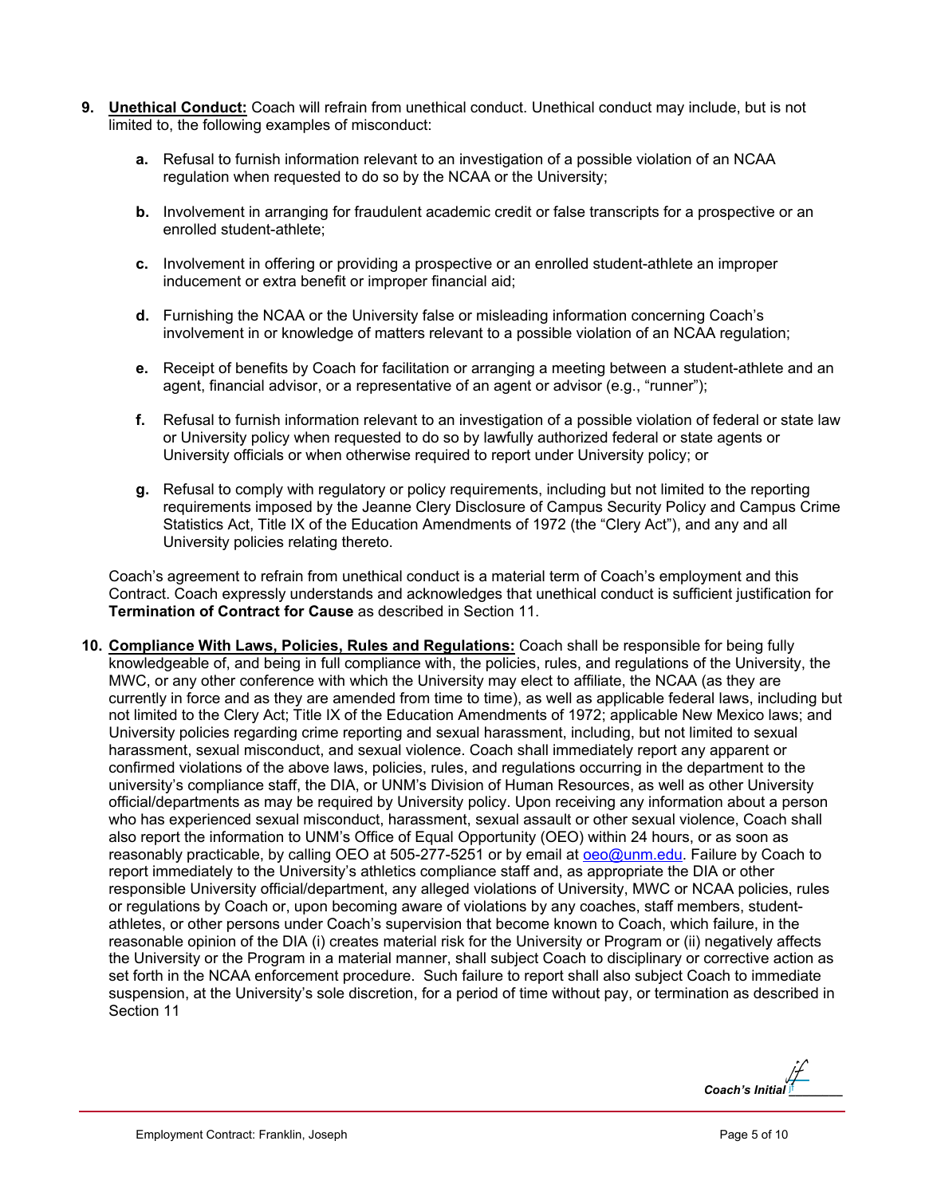9. **Unethical Conduct:** Coach will refrain from unethical conduct. Unethical conduct may include, but is not limited to, the following examples of misconduct:

   a. Refusal to furnish information relevant to an investigation of a possible violation of an NCAA regulation when requested to do so by the NCAA or the University;

   b. Involvement in arranging for fraudulent academic credit or false transcripts for a prospective or an enrolled student-athlete;

   c. Involvement in offering or providing a prospective or an enrolled student-athlete an improper inducement or extra benefit or improper financial aid;

   d. Furnishing the NCAA or the University false or misleading information concerning Coach's involvement in or knowledge of matters relevant to a possible violation of an NCAA regulation;

   e. Receipt of benefits by Coach for facilitation or arranging a meeting between a student-athlete and an agent, financial advisor, or a representative of an agent or advisor (e.g., "runner");

   f. Refusal to furnish information relevant to an investigation of a possible violation of federal or state law or University policy when requested to do so by lawfully authorized federal or state agents or University officials or when otherwise required to report under University policy; or

   g. Refusal to comply with regulatory or policy requirements, including but not limited to the reporting requirements imposed by the Jeanne Clery Disclosure of Campus Security Policy and Campus Crime Statistics Act, Title IX of the Education Amendments of 1972 (the "Clery Act"), and any and all University policies relating thereto.

   Coach's agreement to refrain from unethical conduct is a material term of Coach's employment and this Contract. Coach expressly understands and acknowledges that unethical conduct is sufficient justification for **Termination of Contract for Cause** as described in Section 11.

10. **Compliance With Laws, Policies, Rules and Regulations:** Coach shall be responsible for being fully knowledgeable of, and being in full compliance with, the policies, rules, and regulations of the University, the MWC, or any other conference with which the University may elect to affiliate, the NCAA (as they are currently in force and as they are amended from time to time), as well as applicable federal laws, including but not limited to the Clery Act; Title IX of the Education Amendments of 1972; applicable New Mexico laws; and University policies regarding crime reporting and sexual harassment, including, but not limited to sexual harassment, sexual misconduct, and sexual violence. Coach shall immediately report any apparent or confirmed violations of the above laws, policies, rules, and regulations occurring in the department to the university's compliance staff, the DIA, or UNM's Division of Human Resources, as well as other University official/departments as may be required by University policy. Upon receiving any information about a person who has experienced sexual misconduct, harassment, sexual assault or other sexual violence, Coach shall also report the information to UNM's Office of Equal Opportunity (OEO) within 24 hours, or as soon as reasonably practicable, by calling OEO at 505-277-5251 or by email at oeo@unm.edu. Failure by Coach to report immediately to the University's athletics compliance staff and, as appropriate the DIA or other responsible University official/department, any alleged violations of University, MWC or NCAA policies, rules or regulations by Coach or, upon becoming aware of violations by any coaches, staff members, student-athletes, or other persons under Coach's supervision that become known to Coach, which failure, in the reasonable opinion of the DIA (i) creates material risk for the University or Program or (ii) negatively affects the University or the Program in a material manner, shall subject Coach to disciplinary or corrective action as set forth in the NCAA enforcement procedure. Such failure to report shall also subject Coach to immediate suspension, at the University's sole discretion, for a period of time without pay, or termination as described in Section 11

***Coach's Initial*** jf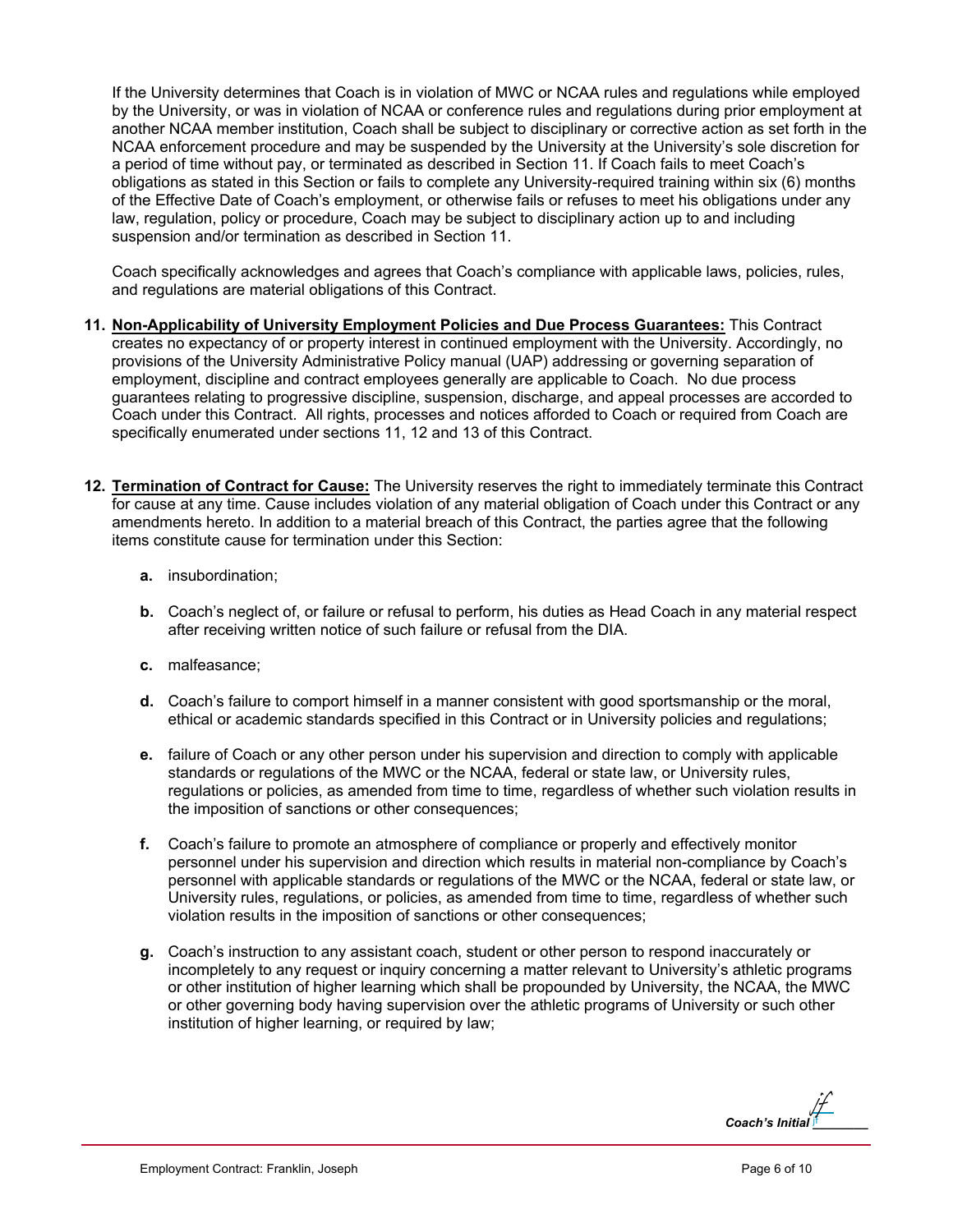If the University determines that Coach is in violation of MWC or NCAA rules and regulations while employed by the University, or was in violation of NCAA or conference rules and regulations during prior employment at another NCAA member institution, Coach shall be subject to disciplinary or corrective action as set forth in the NCAA enforcement procedure and may be suspended by the University at the University's sole discretion for a period of time without pay, or terminated as described in Section 11. If Coach fails to meet Coach's obligations as stated in this Section or fails to complete any University-required training within six (6) months of the Effective Date of Coach's employment, or otherwise fails or refuses to meet his obligations under any law, regulation, policy or procedure, Coach may be subject to disciplinary action up to and including suspension and/or termination as described in Section 11.

Coach specifically acknowledges and agrees that Coach's compliance with applicable laws, policies, rules, and regulations are material obligations of this Contract.

**11. Non-Applicability of University Employment Policies and Due Process Guarantees:** This Contract creates no expectancy of or property interest in continued employment with the University. Accordingly, no provisions of the University Administrative Policy manual (UAP) addressing or governing separation of employment, discipline and contract employees generally are applicable to Coach. No due process guarantees relating to progressive discipline, suspension, discharge, and appeal processes are accorded to Coach under this Contract. All rights, processes and notices afforded to Coach or required from Coach are specifically enumerated under sections 11, 12 and 13 of this Contract.

**12. Termination of Contract for Cause:** The University reserves the right to immediately terminate this Contract for cause at any time. Cause includes violation of any material obligation of Coach under this Contract or any amendments hereto. In addition to a material breach of this Contract, the parties agree that the following items constitute cause for termination under this Section:

- **a.** insubordination;
- **b.** Coach's neglect of, or failure or refusal to perform, his duties as Head Coach in any material respect after receiving written notice of such failure or refusal from the DIA.
- **c.** malfeasance;
- **d.** Coach's failure to comport himself in a manner consistent with good sportsmanship or the moral, ethical or academic standards specified in this Contract or in University policies and regulations;
- **e.** failure of Coach or any other person under his supervision and direction to comply with applicable standards or regulations of the MWC or the NCAA, federal or state law, or University rules, regulations or policies, as amended from time to time, regardless of whether such violation results in the imposition of sanctions or other consequences;
- **f.** Coach's failure to promote an atmosphere of compliance or properly and effectively monitor personnel under his supervision and direction which results in material non-compliance by Coach's personnel with applicable standards or regulations of the MWC or the NCAA, federal or state law, or University rules, regulations, or policies, as amended from time to time, regardless of whether such violation results in the imposition of sanctions or other consequences;
- **g.** Coach's instruction to any assistant coach, student or other person to respond inaccurately or incompletely to any request or inquiry concerning a matter relevant to University's athletic programs or other institution of higher learning which shall be propounded by University, the NCAA, the MWC or other governing body having supervision over the athletic programs of University or such other institution of higher learning, or required by law;

*Coach's Initial* jf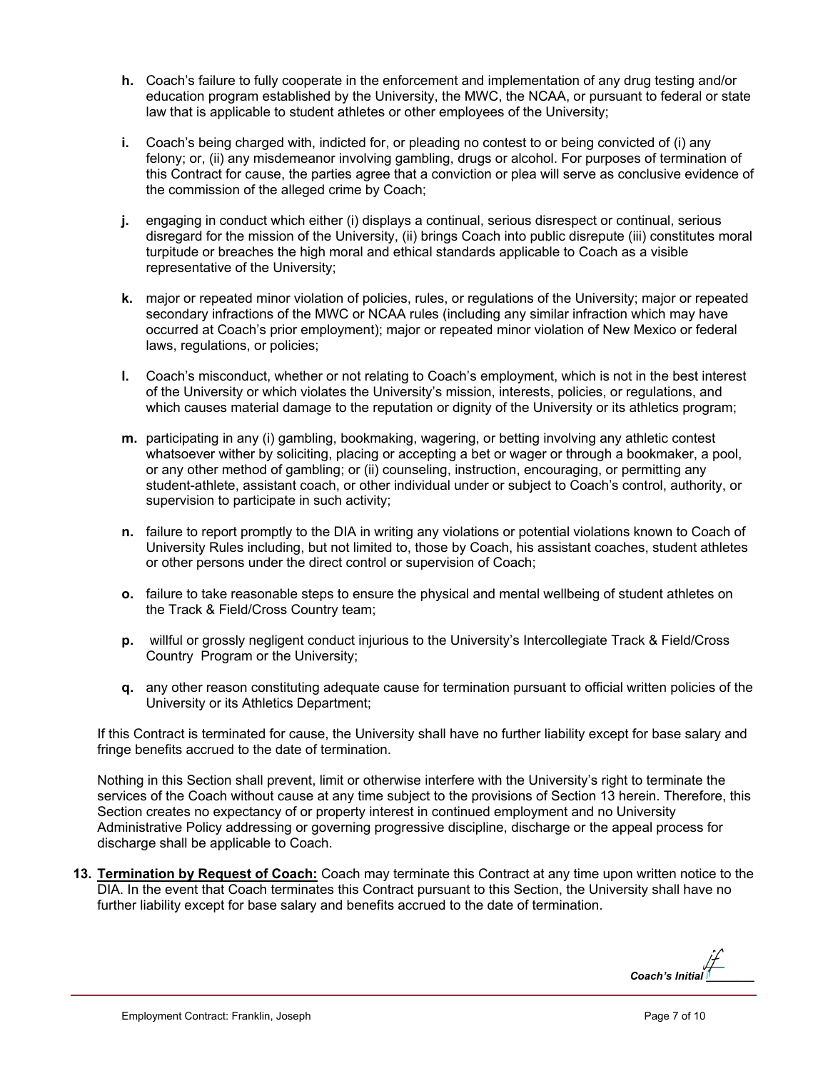**h.** Coach's failure to fully cooperate in the enforcement and implementation of any drug testing and/or education program established by the University, the MWC, the NCAA, or pursuant to federal or state law that is applicable to student athletes or other employees of the University;

**i.** Coach's being charged with, indicted for, or pleading no contest to or being convicted of (i) any felony; or, (ii) any misdemeanor involving gambling, drugs or alcohol. For purposes of termination of this Contract for cause, the parties agree that a conviction or plea will serve as conclusive evidence of the commission of the alleged crime by Coach;

**j.** engaging in conduct which either (i) displays a continual, serious disrespect or continual, serious disregard for the mission of the University, (ii) brings Coach into public disrepute (iii) constitutes moral turpitude or breaches the high moral and ethical standards applicable to Coach as a visible representative of the University;

**k.** major or repeated minor violation of policies, rules, or regulations of the University; major or repeated secondary infractions of the MWC or NCAA rules (including any similar infraction which may have occurred at Coach's prior employment); major or repeated minor violation of New Mexico or federal laws, regulations, or policies;

**l.** Coach's misconduct, whether or not relating to Coach's employment, which is not in the best interest of the University or which violates the University's mission, interests, policies, or regulations, and which causes material damage to the reputation or dignity of the University or its athletics program;

**m.** participating in any (i) gambling, bookmaking, wagering, or betting involving any athletic contest whatsoever wither by soliciting, placing or accepting a bet or wager or through a bookmaker, a pool, or any other method of gambling; or (ii) counseling, instruction, encouraging, or permitting any student-athlete, assistant coach, or other individual under or subject to Coach's control, authority, or supervision to participate in such activity;

**n.** failure to report promptly to the DIA in writing any violations or potential violations known to Coach of University Rules including, but not limited to, those by Coach, his assistant coaches, student athletes or other persons under the direct control or supervision of Coach;

**o.** failure to take reasonable steps to ensure the physical and mental wellbeing of student athletes on the Track & Field/Cross Country team;

**p.** willful or grossly negligent conduct injurious to the University's Intercollegiate Track & Field/Cross Country Program or the University;

**q.** any other reason constituting adequate cause for termination pursuant to official written policies of the University or its Athletics Department;

If this Contract is terminated for cause, the University shall have no further liability except for base salary and fringe benefits accrued to the date of termination.

Nothing in this Section shall prevent, limit or otherwise interfere with the University's right to terminate the services of the Coach without cause at any time subject to the provisions of Section 13 herein. Therefore, this Section creates no expectancy of or property interest in continued employment and no University Administrative Policy addressing or governing progressive discipline, discharge or the appeal process for discharge shall be applicable to Coach.

**13. Termination by Request of Coach:** Coach may terminate this Contract at any time upon written notice to the DIA. In the event that Coach terminates this Contract pursuant to this Section, the University shall have no further liability except for base salary and benefits accrued to the date of termination.

*Coach's Initial* jf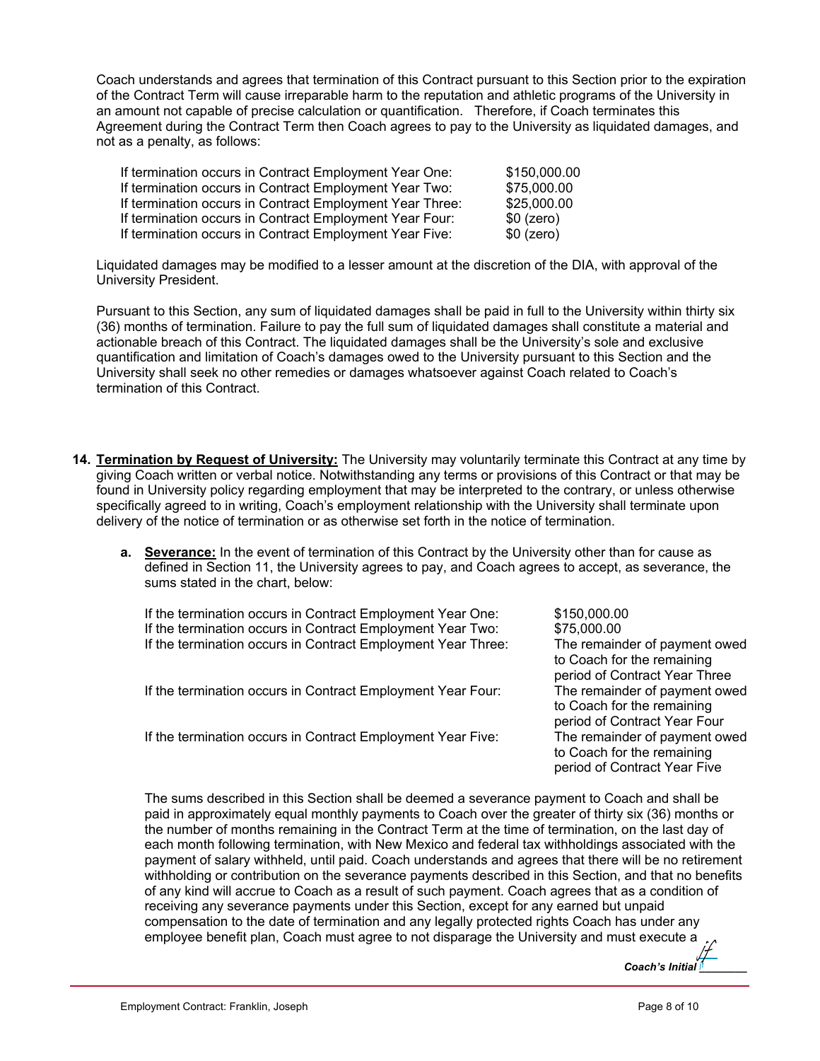Coach understands and agrees that termination of this Contract pursuant to this Section prior to the expiration of the Contract Term will cause irreparable harm to the reputation and athletic programs of the University in an amount not capable of precise calculation or quantification. Therefore, if Coach terminates this Agreement during the Contract Term then Coach agrees to pay to the University as liquidated damages, and not as a penalty, as follows:

| | |
|---|---|
| If termination occurs in Contract Employment Year One: | $150,000.00 |
| If termination occurs in Contract Employment Year Two: | $75,000.00 |
| If termination occurs in Contract Employment Year Three: | $25,000.00 |
| If termination occurs in Contract Employment Year Four: | $0 (zero) |
| If termination occurs in Contract Employment Year Five: | $0 (zero) |

Liquidated damages may be modified to a lesser amount at the discretion of the DIA, with approval of the University President.

Pursuant to this Section, any sum of liquidated damages shall be paid in full to the University within thirty six (36) months of termination. Failure to pay the full sum of liquidated damages shall constitute a material and actionable breach of this Contract. The liquidated damages shall be the University's sole and exclusive quantification and limitation of Coach's damages owed to the University pursuant to this Section and the University shall seek no other remedies or damages whatsoever against Coach related to Coach's termination of this Contract.

14. **Termination by Request of University:** The University may voluntarily terminate this Contract at any time by giving Coach written or verbal notice. Notwithstanding any terms or provisions of this Contract or that may be found in University policy regarding employment that may be interpreted to the contrary, or unless otherwise specifically agreed to in writing, Coach's employment relationship with the University shall terminate upon delivery of the notice of termination or as otherwise set forth in the notice of termination.

   a. **Severance:** In the event of termination of this Contract by the University other than for cause as defined in Section 11, the University agrees to pay, and Coach agrees to accept, as severance, the sums stated in the chart, below:

| | |
|---|---|
| If the termination occurs in Contract Employment Year One: | $150,000.00 |
| If the termination occurs in Contract Employment Year Two: | $75,000.00 |
| If the termination occurs in Contract Employment Year Three: | The remainder of payment owed to Coach for the remaining period of Contract Year Three |
| If the termination occurs in Contract Employment Year Four: | The remainder of payment owed to Coach for the remaining period of Contract Year Four |
| If the termination occurs in Contract Employment Year Five: | The remainder of payment owed to Coach for the remaining period of Contract Year Five |

   The sums described in this Section shall be deemed a severance payment to Coach and shall be paid in approximately equal monthly payments to Coach over the greater of thirty six (36) months or the number of months remaining in the Contract Term at the time of termination, on the last day of each month following termination, with New Mexico and federal tax withholdings associated with the payment of salary withheld, until paid. Coach understands and agrees that there will be no retirement withholding or contribution on the severance payments described in this Section, and that no benefits of any kind will accrue to Coach as a result of such payment. Coach agrees that as a condition of receiving any severance payments under this Section, except for any earned but unpaid compensation to the date of termination and any legally protected rights Coach has under any employee benefit plan, Coach must agree to not disparage the University and must execute a

*Coach's Initial* JF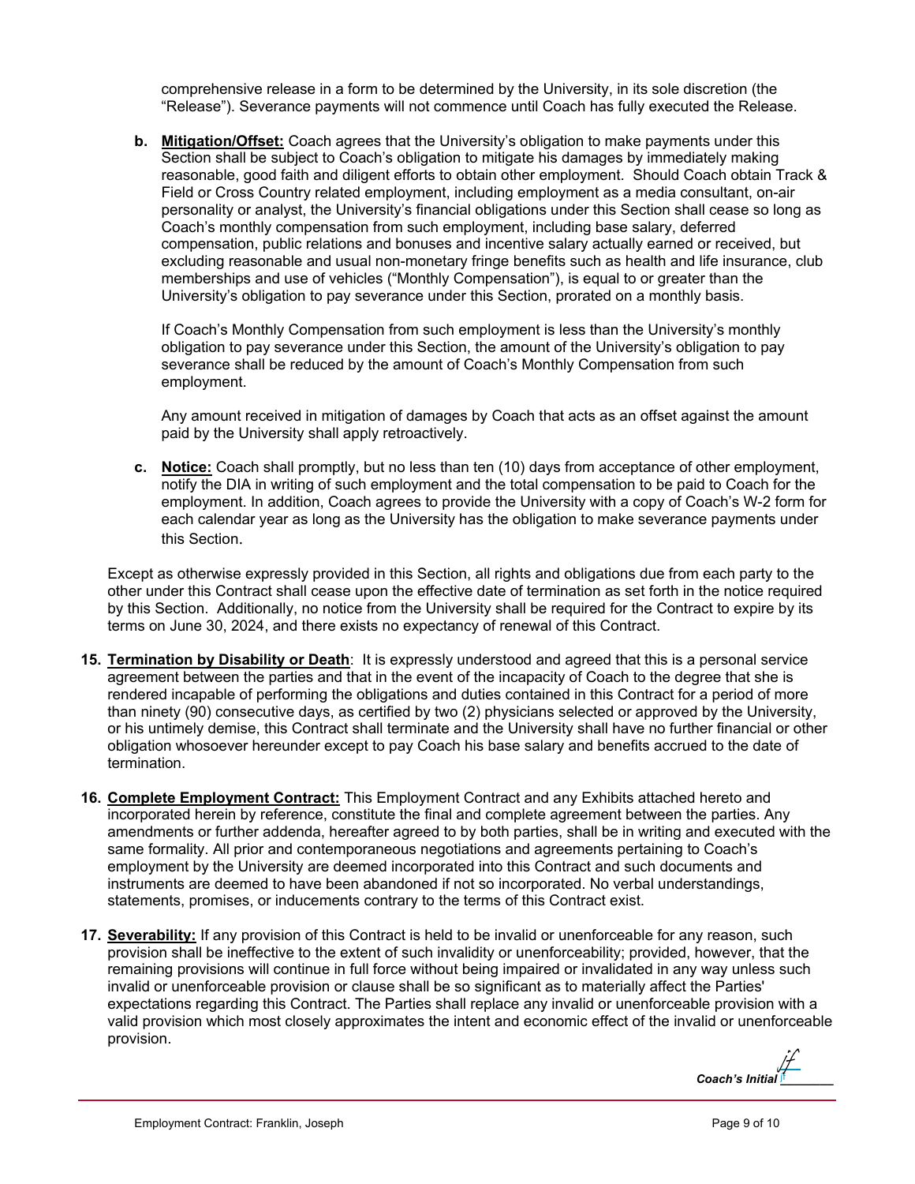comprehensive release in a form to be determined by the University, in its sole discretion (the "Release"). Severance payments will not commence until Coach has fully executed the Release.

b. **Mitigation/Offset:** Coach agrees that the University's obligation to make payments under this Section shall be subject to Coach's obligation to mitigate his damages by immediately making reasonable, good faith and diligent efforts to obtain other employment. Should Coach obtain Track & Field or Cross Country related employment, including employment as a media consultant, on-air personality or analyst, the University's financial obligations under this Section shall cease so long as Coach's monthly compensation from such employment, including base salary, deferred compensation, public relations and bonuses and incentive salary actually earned or received, but excluding reasonable and usual non-monetary fringe benefits such as health and life insurance, club memberships and use of vehicles ("Monthly Compensation"), is equal to or greater than the University's obligation to pay severance under this Section, prorated on a monthly basis.

   If Coach's Monthly Compensation from such employment is less than the University's monthly obligation to pay severance under this Section, the amount of the University's obligation to pay severance shall be reduced by the amount of Coach's Monthly Compensation from such employment.

   Any amount received in mitigation of damages by Coach that acts as an offset against the amount paid by the University shall apply retroactively.

c. **Notice:** Coach shall promptly, but no less than ten (10) days from acceptance of other employment, notify the DIA in writing of such employment and the total compensation to be paid to Coach for the employment. In addition, Coach agrees to provide the University with a copy of Coach's W-2 form for each calendar year as long as the University has the obligation to make severance payments under this Section.

Except as otherwise expressly provided in this Section, all rights and obligations due from each party to the other under this Contract shall cease upon the effective date of termination as set forth in the notice required by this Section. Additionally, no notice from the University shall be required for the Contract to expire by its terms on June 30, 2024, and there exists no expectancy of renewal of this Contract.

15. **Termination by Disability or Death**: It is expressly understood and agreed that this is a personal service agreement between the parties and that in the event of the incapacity of Coach to the degree that she is rendered incapable of performing the obligations and duties contained in this Contract for a period of more than ninety (90) consecutive days, as certified by two (2) physicians selected or approved by the University, or his untimely demise, this Contract shall terminate and the University shall have no further financial or other obligation whosoever hereunder except to pay Coach his base salary and benefits accrued to the date of termination.

16. **Complete Employment Contract:** This Employment Contract and any Exhibits attached hereto and incorporated herein by reference, constitute the final and complete agreement between the parties. Any amendments or further addenda, hereafter agreed to by both parties, shall be in writing and executed with the same formality. All prior and contemporaneous negotiations and agreements pertaining to Coach's employment by the University are deemed incorporated into this Contract and such documents and instruments are deemed to have been abandoned if not so incorporated. No verbal understandings, statements, promises, or inducements contrary to the terms of this Contract exist.

17. **Severability:** If any provision of this Contract is held to be invalid or unenforceable for any reason, such provision shall be ineffective to the extent of such invalidity or unenforceability; provided, however, that the remaining provisions will continue in full force without being impaired or invalidated in any way unless such invalid or unenforceable provision or clause shall be so significant as to materially affect the Parties' expectations regarding this Contract. The Parties shall replace any invalid or unenforceable provision with a valid provision which most closely approximates the intent and economic effect of the invalid or unenforceable provision.

*Coach's Initial* jf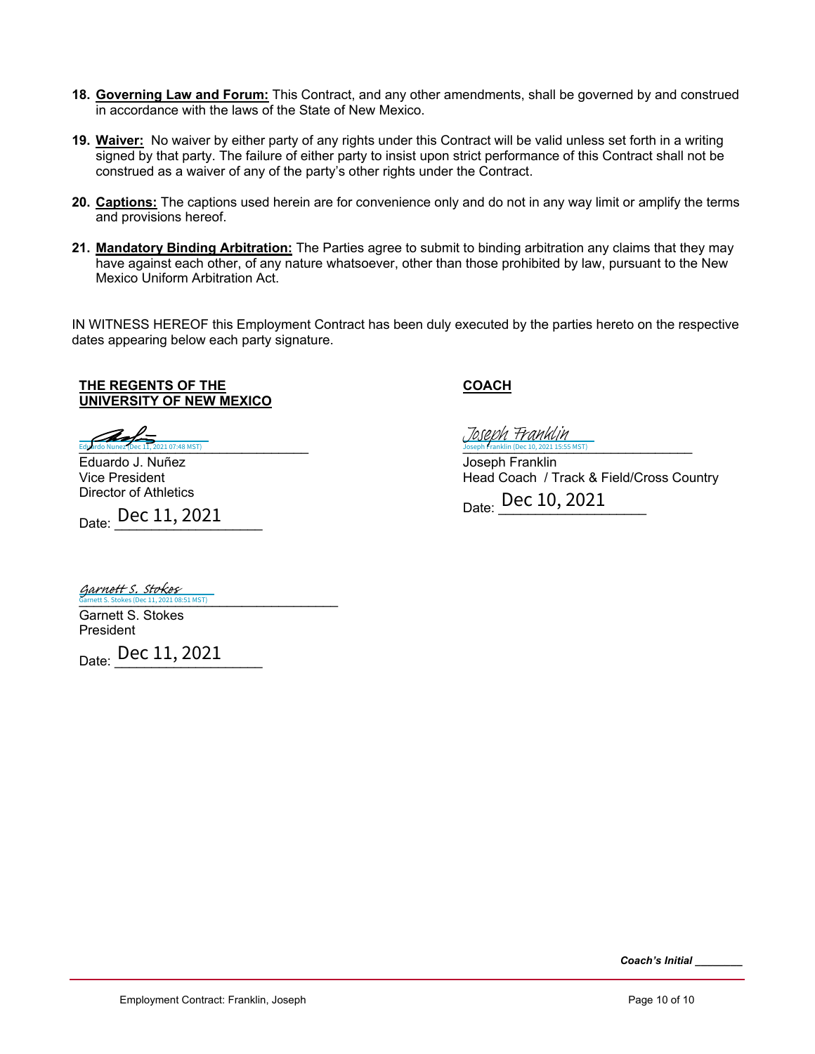18. **Governing Law and Forum:** This Contract, and any other amendments, shall be governed by and construed in accordance with the laws of the State of New Mexico.

19. **Waiver:** No waiver by either party of any rights under this Contract will be valid unless set forth in a writing signed by that party. The failure of either party to insist upon strict performance of this Contract shall not be construed as a waiver of any of the party's other rights under the Contract.

20. **Captions:** The captions used herein are for convenience only and do not in any way limit or amplify the terms and provisions hereof.

21. **Mandatory Binding Arbitration:** The Parties agree to submit to binding arbitration any claims that they may have against each other, of any nature whatsoever, other than those prohibited by law, pursuant to the New Mexico Uniform Arbitration Act.

IN WITNESS HEREOF this Employment Contract has been duly executed by the parties hereto on the respective dates appearing below each party signature.

**THE REGENTS OF THE UNIVERSITY OF NEW MEXICO**

Eduardo Nunez (Dec 11, 2021 07:48 MST)

Eduardo J. Nuñez
Vice President
Director of Athletics

Date: Dec 11, 2021

Garnett S. Stokes
Garnett S. Stokes (Dec 11, 2021 08:51 MST)

Garnett S. Stokes
President

Date: Dec 11, 2021

**COACH**

Joseph Franklin
Joseph Franklin (Dec 10, 2021 15:55 MST)

Joseph Franklin
Head Coach / Track & Field/Cross Country

Date: Dec 10, 2021

***Coach's Initial*** ________